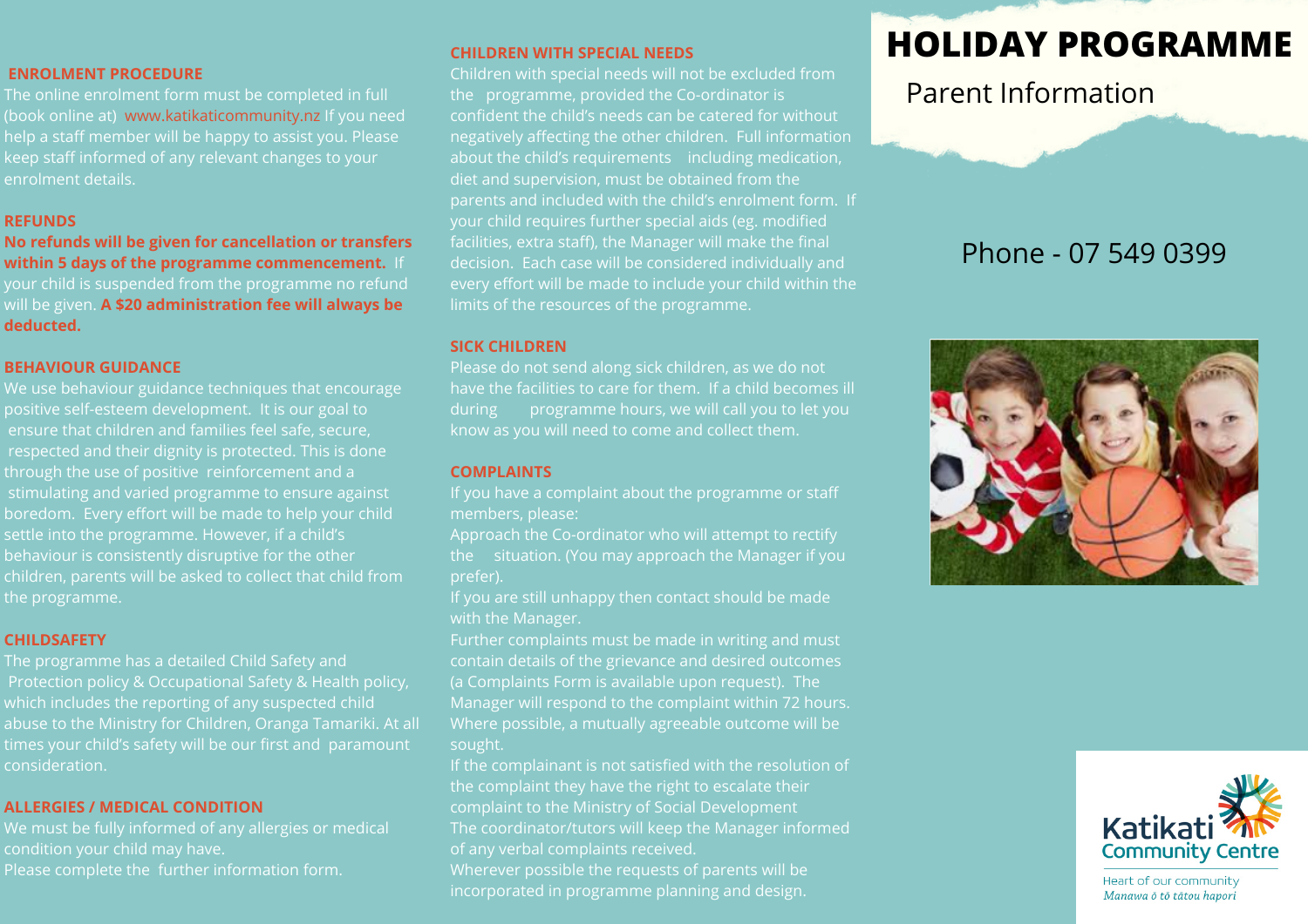## ENROLMENT PROCEDURE

The online enrolment form must be completed in full (book online at) www.katikaticommunity.nz If you need help a staff member will be happy to assist you. Please keep staff informed of any relevant changes to your enrolment details.

## REFUNDS

**No refunds will be given for cancellation or transfers within 5 days of the programme commencement.** If your child is suspended from the programme no refund will be given. **A $20 administration fee will always be deducted.**

## BEHAVIOUR GUIDANCE

We use behaviour guidance techniques that encourage positive self-esteem development. It is our goal to ensure that children and families feel safe, secure, respected and their dignity is protected. This is done through the use of positive reinforcement and a stimulating and varied programme to ensure against boredom. Every effort will be made to help your child settle into the programme. However, if a child's behaviour is consistently disruptive for the other children, parents will be asked to collect that child from the programme.

## CHILDSAFETY

The programme has a detailed Child Safety and Protection policy & Occupational Safety & Health policy, which includes the reporting of any suspected child abuse to the Ministry for Children, Oranga Tamariki. At all times your child's safety will be our first and paramount consideration.

## ALLERGIES / MEDICAL CONDITION

We must be fully informed of any allergies or medical condition your child may have.
Please complete the further information form.

## CHILDREN WITH SPECIAL NEEDS

Children with special needs will not be excluded from the programme, provided the Co-ordinator is confident the child's needs can be catered for without negatively affecting the other children. Full information about the child's requirements including medication, diet and supervision, must be obtained from the parents and included with the child's enrolment form. If your child requires further special aids (eg. modified facilities, extra staff), the Manager will make the final decision. Each case will be considered individually and every effort will be made to include your child within the limits of the resources of the programme.

## SICK CHILDREN

Please do not send along sick children, as we do not have the facilities to care for them. If a child becomes ill during programme hours, we will call you to let you know as you will need to come and collect them.

## COMPLAINTS

If you have a complaint about the programme or staff members, please:

Approach the Co-ordinator who will attempt to rectify the situation. (You may approach the Manager if you prefer).

If you are still unhappy then contact should be made with the Manager.

Further complaints must be made in writing and must contain details of the grievance and desired outcomes (a Complaints Form is available upon request). The Manager will respond to the complaint within 72 hours. Where possible, a mutually agreeable outcome will be sought.

If the complainant is not satisfied with the resolution of the complaint they have the right to escalate their complaint to the Ministry of Social Development

The coordinator/tutors will keep the Manager informed of any verbal complaints received.

Wherever possible the requests of parents will be incorporated in programme planning and design.

# HOLIDAY PROGRAMME

Parent Information

Phone - 07 549 0399

Katikati Community Centre

Heart of our community

*Manawa ō tō tātou hapori*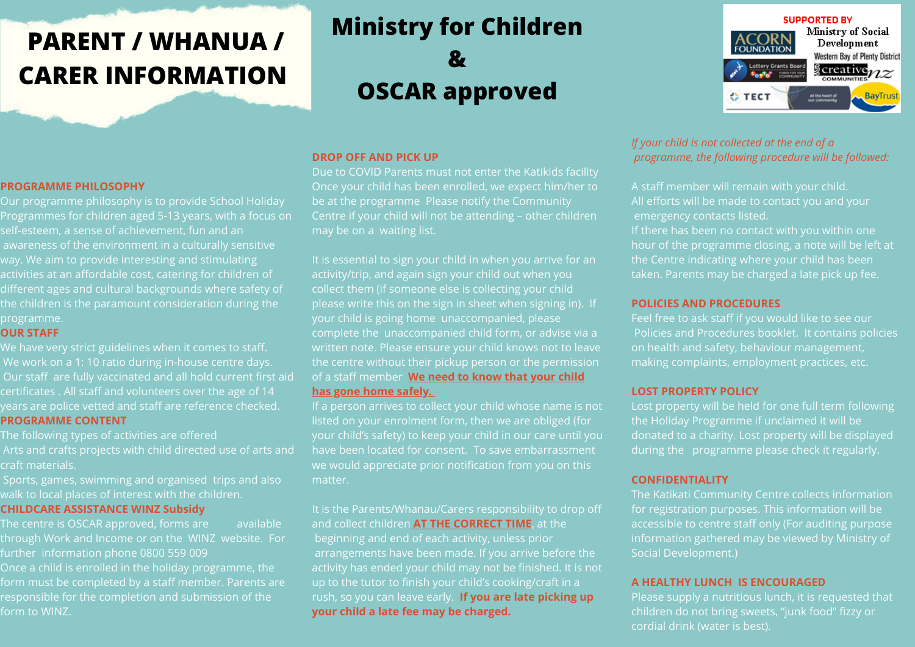# PARENT / WHANUA / CARER INFORMATION

# Ministry for Children & OSCAR approved

SUPPORTED BY
Ministry of Social Development
ACORN FOUNDATION
Western Bay of Plenty District
Lottery Grants Board
creative nz COMMUNITIES
TECT
BayTrust

## PROGRAMME PHILOSOPHY

Our programme philosophy is to provide School Holiday Programmes for children aged 5-13 years, with a focus on self-esteem, a sense of achievement, fun and an awareness of the environment in a culturally sensitive way. We aim to provide interesting and stimulating activities at an affordable cost, catering for children of different ages and cultural backgrounds where safety of the children is the paramount consideration during the programme.

## OUR STAFF

We have very strict guidelines when it comes to staff. We work on a 1: 10 ratio during in-house centre days. Our staff are fully vaccinated and all hold current first aid certificates . All staff and volunteers over the age of 14 years are police vetted and staff are reference checked.

## PROGRAMME CONTENT

The following types of activities are offered

Arts and crafts projects with child directed use of arts and craft materials.

Sports, games, swimming and organised trips and also walk to local places of interest with the children.

## CHILDCARE ASSISTANCE WINZ Subsidy

The centre is OSCAR approved, forms are available through Work and Income or on the WINZ website. For further information phone 0800 559 009

Once a child is enrolled in the holiday programme, the form must be completed by a staff member. Parents are responsible for the completion and submission of the form to WINZ.

## DROP OFF AND PICK UP

Due to COVID Parents must not enter the Katikids facility Once your child has been enrolled, we expect him/her to be at the programme Please notify the Community Centre if your child will not be attending – other children may be on a waiting list.

It is essential to sign your child in when you arrive for an activity/trip, and again sign your child out when you collect them (if someone else is collecting your child please write this on the sign in sheet when signing in). If your child is going home unaccompanied, please complete the unaccompanied child form, or advise via a written note. Please ensure your child knows not to leave the centre without their pickup person or the permission of a staff member **We need to know that your child has gone home safely.**

If a person arrives to collect your child whose name is not listed on your enrolment form, then we are obliged (for your child's safety) to keep your child in our care until you have been located for consent. To save embarrassment we would appreciate prior notification from you on this matter.

It is the Parents/Whanau/Carers responsibility to drop off and collect children **AT THE CORRECT TIME**, at the beginning and end of each activity, unless prior arrangements have been made. If you arrive before the activity has ended your child may not be finished. It is not up to the tutor to finish your child's cooking/craft in a rush, so you can leave early. **If you are late picking up your child a late fee may be charged.**

*If your child is not collected at the end of a programme, the following procedure will be followed:*

A staff member will remain with your child.
All efforts will be made to contact you and your emergency contacts listed.
If there has been no contact with you within one hour of the programme closing, a note will be left at the Centre indicating where your child has been taken. Parents may be charged a late pick up fee.

## POLICIES AND PROCEDURES

Feel free to ask staff if you would like to see our Policies and Procedures booklet. It contains policies on health and safety, behaviour management, making complaints, employment practices, etc.

## LOST PROPERTY POLICY

Lost property will be held for one full term following the Holiday Programme if unclaimed it will be donated to a charity. Lost property will be displayed during the programme please check it regularly.

## CONFIDENTIALITY

The Katikati Community Centre collects information for registration purposes. This information will be accessible to centre staff only (For auditing purpose information gathered may be viewed by Ministry of Social Development.)

## A HEALTHY LUNCH IS ENCOURAGED

Please supply a nutritious lunch, it is requested that children do not bring sweets, "junk food" fizzy or cordial drink (water is best).